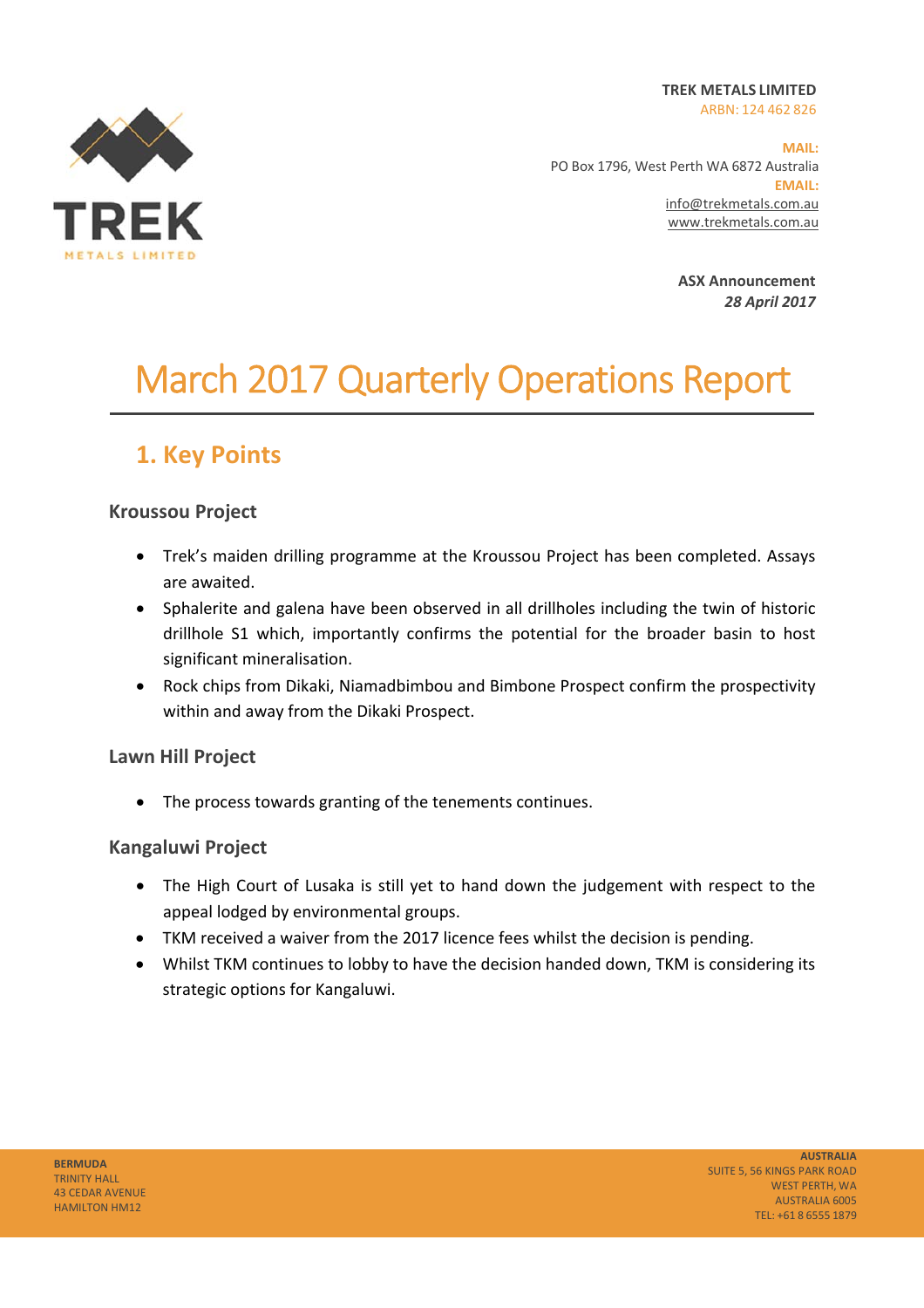**TREK METALS LIMITED**
ARBN: 124 462 826

**MAIL:**
PO Box 1796, West Perth WA 6872 Australia
**EMAIL:**
info@trekmetals.com.au
www.trekmetals.com.au

**ASX Announcement**
***28 April 2017***

# March 2017 Quarterly Operations Report

## 1. Key Points

### Kroussou Project

- Trek's maiden drilling programme at the Kroussou Project has been completed. Assays are awaited.
- Sphalerite and galena have been observed in all drillholes including the twin of historic drillhole S1 which, importantly confirms the potential for the broader basin to host significant mineralisation.
- Rock chips from Dikaki, Niamadbimbou and Bimbone Prospect confirm the prospectivity within and away from the Dikaki Prospect.

### Lawn Hill Project

- The process towards granting of the tenements continues.

### Kangaluwi Project

- The High Court of Lusaka is still yet to hand down the judgement with respect to the appeal lodged by environmental groups.
- TKM received a waiver from the 2017 licence fees whilst the decision is pending.
- Whilst TKM continues to lobby to have the decision handed down, TKM is considering its strategic options for Kangaluwi.

**BERMUDA**
TRINITY HALL
43 CEDAR AVENUE
HAMILTON HM12

**AUSTRALIA**
SUITE 5, 56 KINGS PARK ROAD
WEST PERTH, WA
AUSTRALIA 6005
TEL: +61 8 6555 1879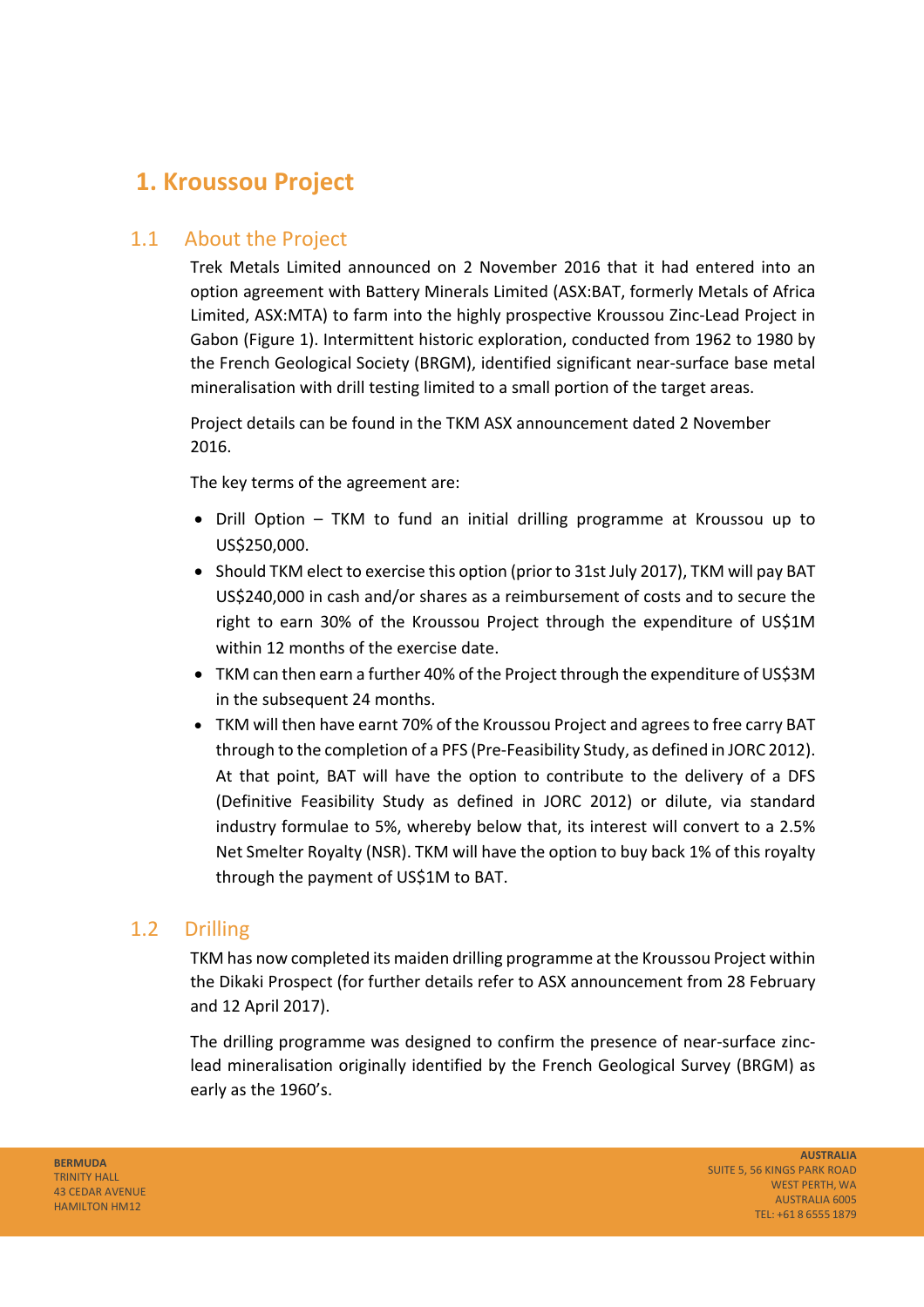# 1. Kroussou Project

## 1.1 About the Project

Trek Metals Limited announced on 2 November 2016 that it had entered into an option agreement with Battery Minerals Limited (ASX:BAT, formerly Metals of Africa Limited, ASX:MTA) to farm into the highly prospective Kroussou Zinc-Lead Project in Gabon (Figure 1). Intermittent historic exploration, conducted from 1962 to 1980 by the French Geological Society (BRGM), identified significant near-surface base metal mineralisation with drill testing limited to a small portion of the target areas.

Project details can be found in the TKM ASX announcement dated 2 November 2016.

The key terms of the agreement are:

- Drill Option – TKM to fund an initial drilling programme at Kroussou up to US$250,000.
- Should TKM elect to exercise this option (prior to 31st July 2017), TKM will pay BAT US$240,000 in cash and/or shares as a reimbursement of costs and to secure the right to earn 30% of the Kroussou Project through the expenditure of US$1M within 12 months of the exercise date.
- TKM can then earn a further 40% of the Project through the expenditure of US$3M in the subsequent 24 months.
- TKM will then have earnt 70% of the Kroussou Project and agrees to free carry BAT through to the completion of a PFS (Pre-Feasibility Study, as defined in JORC 2012). At that point, BAT will have the option to contribute to the delivery of a DFS (Definitive Feasibility Study as defined in JORC 2012) or dilute, via standard industry formulae to 5%, whereby below that, its interest will convert to a 2.5% Net Smelter Royalty (NSR). TKM will have the option to buy back 1% of this royalty through the payment of US$1M to BAT.

## 1.2 Drilling

TKM has now completed its maiden drilling programme at the Kroussou Project within the Dikaki Prospect (for further details refer to ASX announcement from 28 February and 12 April 2017).

The drilling programme was designed to confirm the presence of near-surface zinc-lead mineralisation originally identified by the French Geological Survey (BRGM) as early as the 1960's.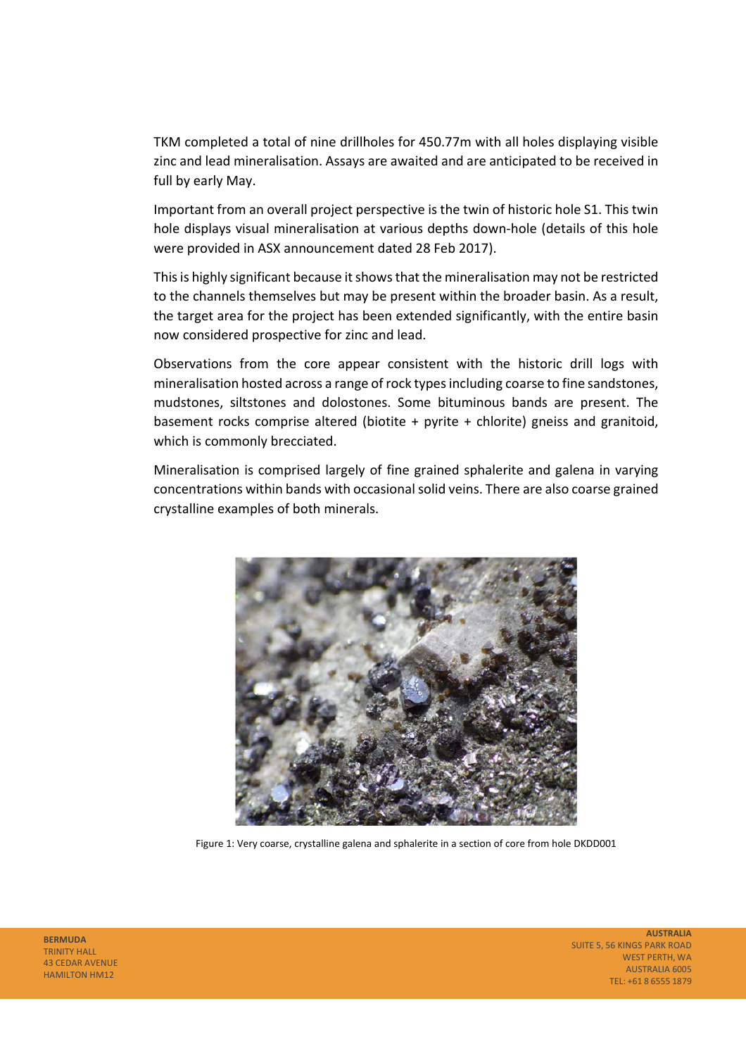TKM completed a total of nine drillholes for 450.77m with all holes displaying visible zinc and lead mineralisation. Assays are awaited and are anticipated to be received in full by early May.

Important from an overall project perspective is the twin of historic hole S1. This twin hole displays visual mineralisation at various depths down-hole (details of this hole were provided in ASX announcement dated 28 Feb 2017).

This is highly significant because it shows that the mineralisation may not be restricted to the channels themselves but may be present within the broader basin. As a result, the target area for the project has been extended significantly, with the entire basin now considered prospective for zinc and lead.

Observations from the core appear consistent with the historic drill logs with mineralisation hosted across a range of rock types including coarse to fine sandstones, mudstones, siltstones and dolostones. Some bituminous bands are present. The basement rocks comprise altered (biotite + pyrite + chlorite) gneiss and granitoid, which is commonly brecciated.

Mineralisation is comprised largely of fine grained sphalerite and galena in varying concentrations within bands with occasional solid veins. There are also coarse grained crystalline examples of both minerals.

Figure 1: Very coarse, crystalline galena and sphalerite in a section of core from hole DKDD001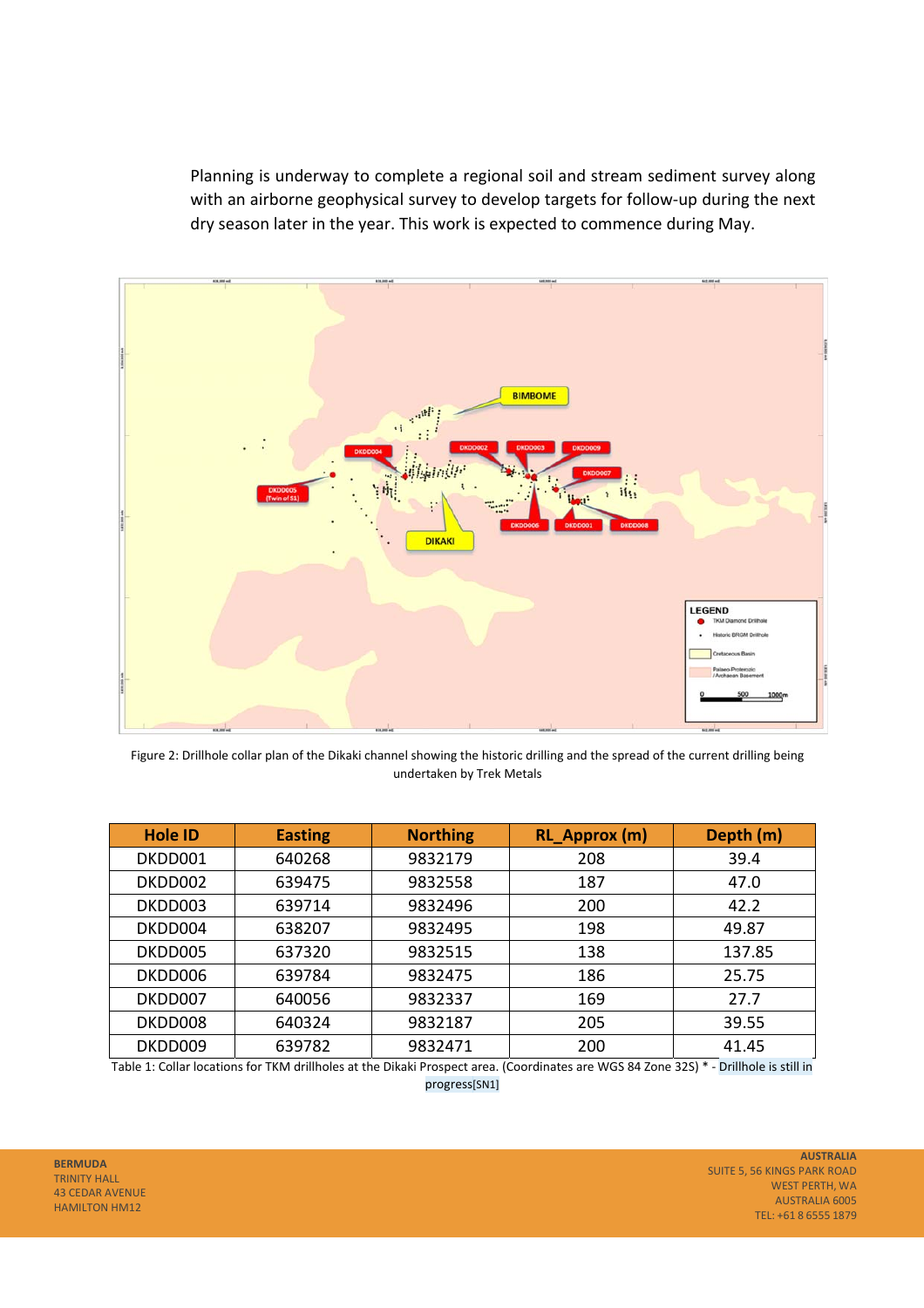Planning is underway to complete a regional soil and stream sediment survey along with an airborne geophysical survey to develop targets for follow-up during the next dry season later in the year. This work is expected to commence during May.

Figure 2: Drillhole collar plan of the Dikaki channel showing the historic drilling and the spread of the current drilling being undertaken by Trek Metals

| Hole ID | Easting | Northing | RL_Approx (m) | Depth (m) |
|---|---|---|---|---|
| DKDD001 | 640268 | 9832179 | 208 | 39.4 |
| DKDD002 | 639475 | 9832558 | 187 | 47.0 |
| DKDD003 | 639714 | 9832496 | 200 | 42.2 |
| DKDD004 | 638207 | 9832495 | 198 | 49.87 |
| DKDD005 | 637320 | 9832515 | 138 | 137.85 |
| DKDD006 | 639784 | 9832475 | 186 | 25.75 |
| DKDD007 | 640056 | 9832337 | 169 | 27.7 |
| DKDD008 | 640324 | 9832187 | 205 | 39.55 |
| DKDD009 | 639782 | 9832471 | 200 | 41.45 |

Table 1: Collar locations for TKM drillholes at the Dikaki Prospect area. (Coordinates are WGS 84 Zone 32S) * - Drillhole is still in progress[SN1]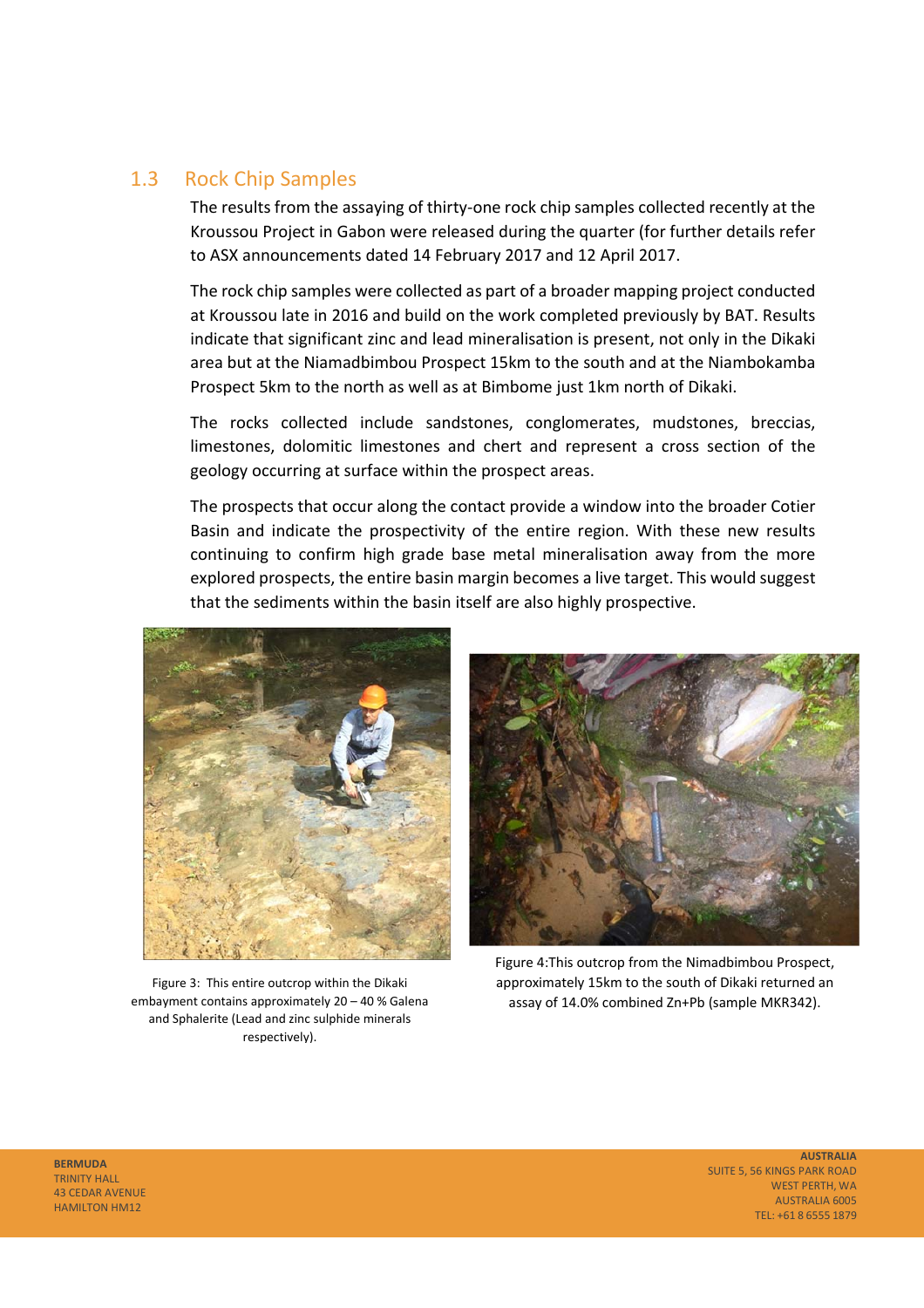## 1.3 Rock Chip Samples

The results from the assaying of thirty-one rock chip samples collected recently at the Kroussou Project in Gabon were released during the quarter (for further details refer to ASX announcements dated 14 February 2017 and 12 April 2017.

The rock chip samples were collected as part of a broader mapping project conducted at Kroussou late in 2016 and build on the work completed previously by BAT. Results indicate that significant zinc and lead mineralisation is present, not only in the Dikaki area but at the Niamadbimbou Prospect 15km to the south and at the Niambokamba Prospect 5km to the north as well as at Bimbome just 1km north of Dikaki.

The rocks collected include sandstones, conglomerates, mudstones, breccias, limestones, dolomitic limestones and chert and represent a cross section of the geology occurring at surface within the prospect areas.

The prospects that occur along the contact provide a window into the broader Cotier Basin and indicate the prospectivity of the entire region. With these new results continuing to confirm high grade base metal mineralisation away from the more explored prospects, the entire basin margin becomes a live target. This would suggest that the sediments within the basin itself are also highly prospective.

Figure 3: This entire outcrop within the Dikaki embayment contains approximately 20 – 40 % Galena and Sphalerite (Lead and zinc sulphide minerals respectively).

Figure 4:This outcrop from the Nimadbimbou Prospect, approximately 15km to the south of Dikaki returned an assay of 14.0% combined Zn+Pb (sample MKR342).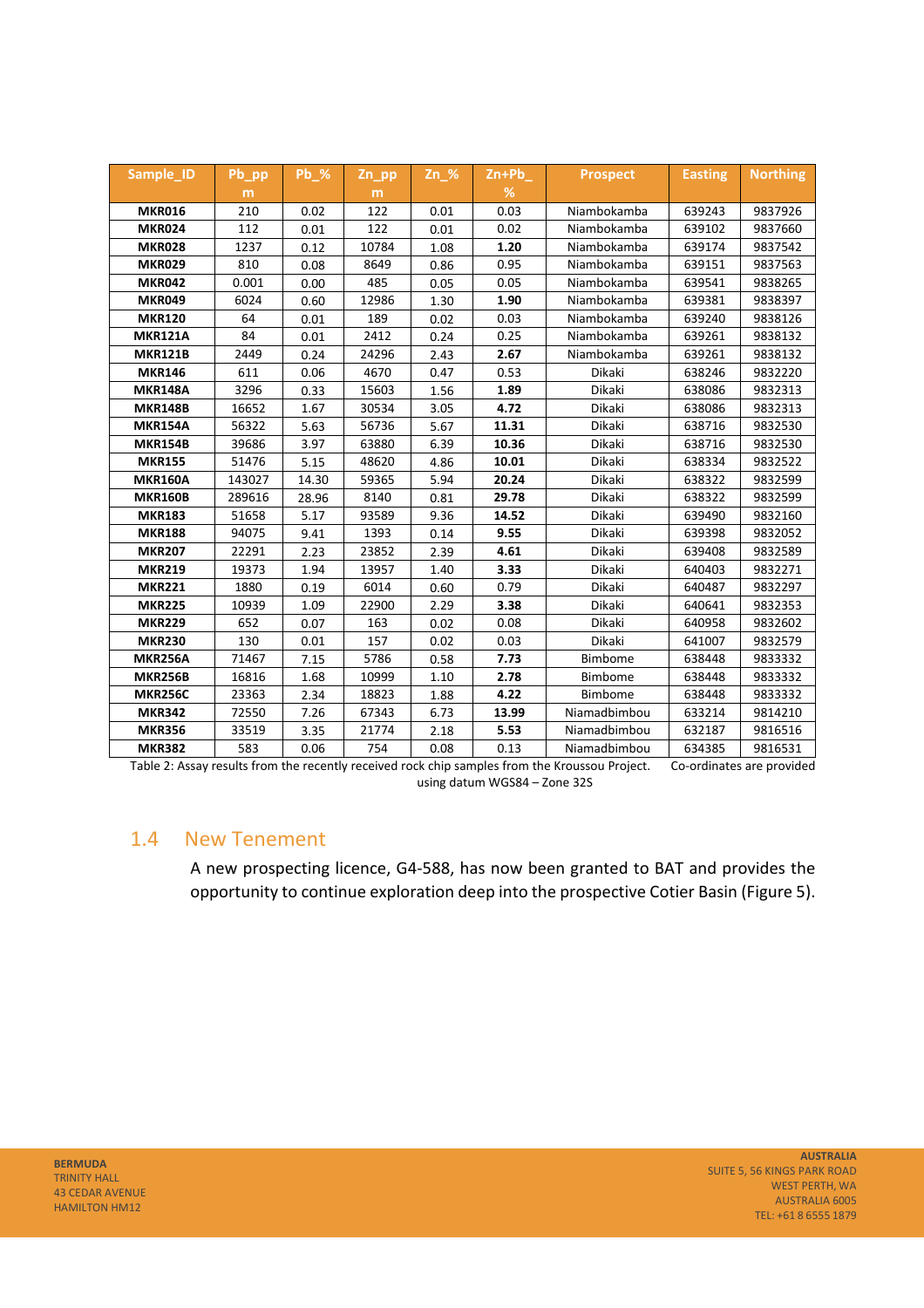| Sample_ID | Pb_ppm | Pb_% | Zn_ppm | Zn_% | Zn+Pb_% | Prospect | Easting | Northing |
|---|---|---|---|---|---|---|---|---|
| **MKR016** | 210 | 0.02 | 122 | 0.01 | 0.03 | Niambokamba | 639243 | 9837926 |
| **MKR024** | 112 | 0.01 | 122 | 0.01 | 0.02 | Niambokamba | 639102 | 9837660 |
| **MKR028** | 1237 | 0.12 | 10784 | 1.08 | **1.20** | Niambokamba | 639174 | 9837542 |
| **MKR029** | 810 | 0.08 | 8649 | 0.86 | 0.95 | Niambokamba | 639151 | 9837563 |
| **MKR042** | 0.001 | 0.00 | 485 | 0.05 | 0.05 | Niambokamba | 639541 | 9838265 |
| **MKR049** | 6024 | 0.60 | 12986 | 1.30 | **1.90** | Niambokamba | 639381 | 9838397 |
| **MKR120** | 64 | 0.01 | 189 | 0.02 | 0.03 | Niambokamba | 639240 | 9838126 |
| **MKR121A** | 84 | 0.01 | 2412 | 0.24 | 0.25 | Niambokamba | 639261 | 9838132 |
| **MKR121B** | 2449 | 0.24 | 24296 | 2.43 | **2.67** | Niambokamba | 639261 | 9838132 |
| **MKR146** | 611 | 0.06 | 4670 | 0.47 | 0.53 | Dikaki | 638246 | 9832220 |
| **MKR148A** | 3296 | 0.33 | 15603 | 1.56 | **1.89** | Dikaki | 638086 | 9832313 |
| **MKR148B** | 16652 | 1.67 | 30534 | 3.05 | **4.72** | Dikaki | 638086 | 9832313 |
| **MKR154A** | 56322 | 5.63 | 56736 | 5.67 | **11.31** | Dikaki | 638716 | 9832530 |
| **MKR154B** | 39686 | 3.97 | 63880 | 6.39 | **10.36** | Dikaki | 638716 | 9832530 |
| **MKR155** | 51476 | 5.15 | 48620 | 4.86 | **10.01** | Dikaki | 638334 | 9832522 |
| **MKR160A** | 143027 | 14.30 | 59365 | 5.94 | **20.24** | Dikaki | 638322 | 9832599 |
| **MKR160B** | 289616 | 28.96 | 8140 | 0.81 | **29.78** | Dikaki | 638322 | 9832599 |
| **MKR183** | 51658 | 5.17 | 93589 | 9.36 | **14.52** | Dikaki | 639490 | 9832160 |
| **MKR188** | 94075 | 9.41 | 1393 | 0.14 | **9.55** | Dikaki | 639398 | 9832052 |
| **MKR207** | 22291 | 2.23 | 23852 | 2.39 | **4.61** | Dikaki | 639408 | 9832589 |
| **MKR219** | 19373 | 1.94 | 13957 | 1.40 | **3.33** | Dikaki | 640403 | 9832271 |
| **MKR221** | 1880 | 0.19 | 6014 | 0.60 | 0.79 | Dikaki | 640487 | 9832297 |
| **MKR225** | 10939 | 1.09 | 22900 | 2.29 | **3.38** | Dikaki | 640641 | 9832353 |
| **MKR229** | 652 | 0.07 | 163 | 0.02 | 0.08 | Dikaki | 640958 | 9832602 |
| **MKR230** | 130 | 0.01 | 157 | 0.02 | 0.03 | Dikaki | 641007 | 9832579 |
| **MKR256A** | 71467 | 7.15 | 5786 | 0.58 | **7.73** | Bimbome | 638448 | 9833332 |
| **MKR256B** | 16816 | 1.68 | 10999 | 1.10 | **2.78** | Bimbome | 638448 | 9833332 |
| **MKR256C** | 23363 | 2.34 | 18823 | 1.88 | **4.22** | Bimbome | 638448 | 9833332 |
| **MKR342** | 72550 | 7.26 | 67343 | 6.73 | **13.99** | Niamadbimbou | 633214 | 9814210 |
| **MKR356** | 33519 | 3.35 | 21774 | 2.18 | **5.53** | Niamadbimbou | 632187 | 9816516 |
| **MKR382** | 583 | 0.06 | 754 | 0.08 | 0.13 | Niamadbimbou | 634385 | 9816531 |

Table 2: Assay results from the recently received rock chip samples from the Kroussou Project. Co-ordinates are provided using datum WGS84 – Zone 32S

## 1.4 New Tenement

A new prospecting licence, G4-588, has now been granted to BAT and provides the opportunity to continue exploration deep into the prospective Cotier Basin (Figure 5).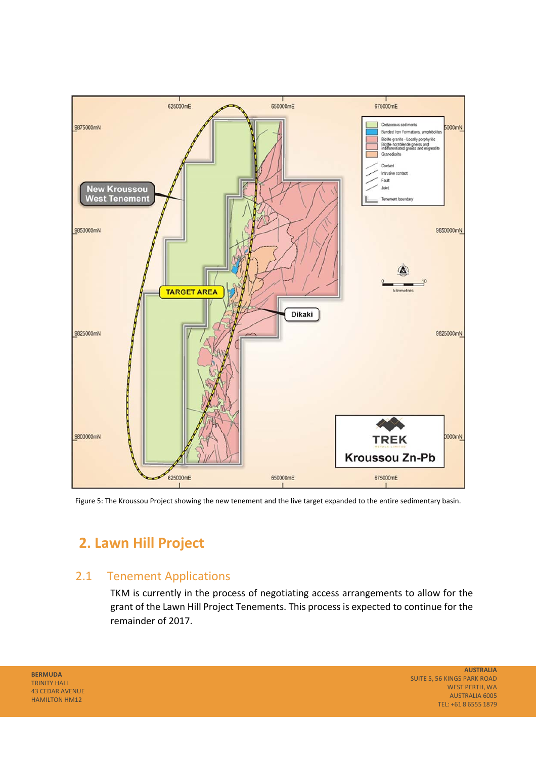Figure 5: The Kroussou Project showing the new tenement and the live target expanded to the entire sedimentary basin.

## 2. Lawn Hill Project

### 2.1 Tenement Applications

TKM is currently in the process of negotiating access arrangements to allow for the grant of the Lawn Hill Project Tenements. This process is expected to continue for the remainder of 2017.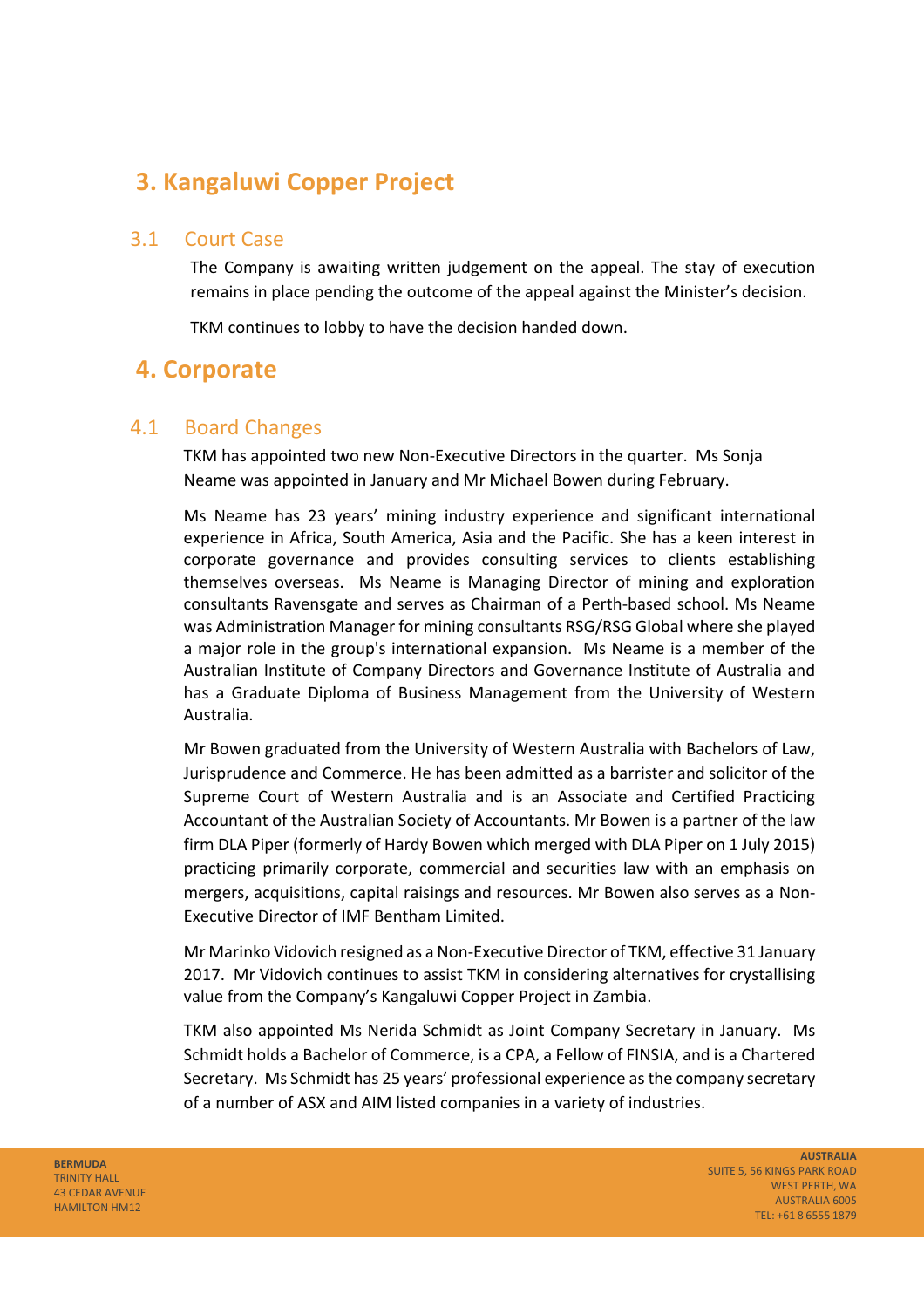# 3. Kangaluwi Copper Project

## 3.1 Court Case

The Company is awaiting written judgement on the appeal. The stay of execution remains in place pending the outcome of the appeal against the Minister's decision.

TKM continues to lobby to have the decision handed down.

# 4. Corporate

## 4.1 Board Changes

TKM has appointed two new Non-Executive Directors in the quarter. Ms Sonja Neame was appointed in January and Mr Michael Bowen during February.

Ms Neame has 23 years' mining industry experience and significant international experience in Africa, South America, Asia and the Pacific. She has a keen interest in corporate governance and provides consulting services to clients establishing themselves overseas. Ms Neame is Managing Director of mining and exploration consultants Ravensgate and serves as Chairman of a Perth-based school. Ms Neame was Administration Manager for mining consultants RSG/RSG Global where she played a major role in the group's international expansion. Ms Neame is a member of the Australian Institute of Company Directors and Governance Institute of Australia and has a Graduate Diploma of Business Management from the University of Western Australia.

Mr Bowen graduated from the University of Western Australia with Bachelors of Law, Jurisprudence and Commerce. He has been admitted as a barrister and solicitor of the Supreme Court of Western Australia and is an Associate and Certified Practicing Accountant of the Australian Society of Accountants. Mr Bowen is a partner of the law firm DLA Piper (formerly of Hardy Bowen which merged with DLA Piper on 1 July 2015) practicing primarily corporate, commercial and securities law with an emphasis on mergers, acquisitions, capital raisings and resources. Mr Bowen also serves as a Non-Executive Director of IMF Bentham Limited.

Mr Marinko Vidovich resigned as a Non-Executive Director of TKM, effective 31 January 2017. Mr Vidovich continues to assist TKM in considering alternatives for crystallising value from the Company's Kangaluwi Copper Project in Zambia.

TKM also appointed Ms Nerida Schmidt as Joint Company Secretary in January. Ms Schmidt holds a Bachelor of Commerce, is a CPA, a Fellow of FINSIA, and is a Chartered Secretary. Ms Schmidt has 25 years' professional experience as the company secretary of a number of ASX and AIM listed companies in a variety of industries.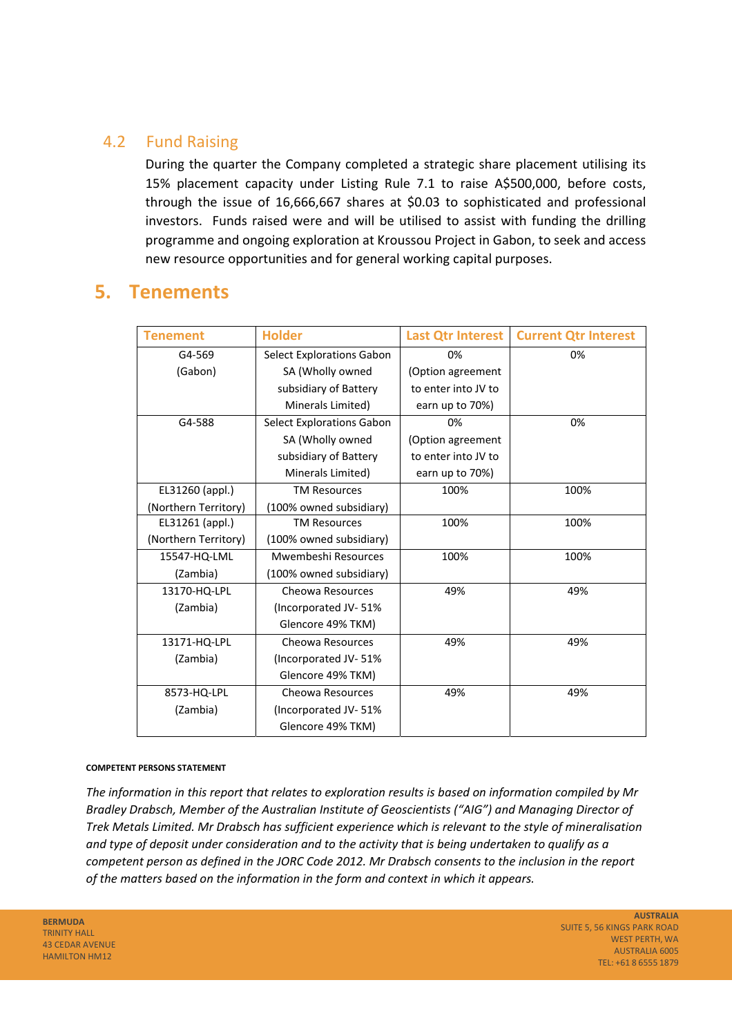### 4.2 Fund Raising

During the quarter the Company completed a strategic share placement utilising its 15% placement capacity under Listing Rule 7.1 to raise A$500,000, before costs, through the issue of 16,666,667 shares at $0.03 to sophisticated and professional investors. Funds raised were and will be utilised to assist with funding the drilling programme and ongoing exploration at Kroussou Project in Gabon, to seek and access new resource opportunities and for general working capital purposes.

## 5. Tenements

| Tenement | Holder | Last Qtr Interest | Current Qtr Interest |
|---|---|---|---|
| G4-569 (Gabon) | Select Explorations Gabon SA (Wholly owned subsidiary of Battery Minerals Limited) | 0% (Option agreement to enter into JV to earn up to 70%) | 0% |
| G4-588 (Gabon) | Select Explorations Gabon SA (Wholly owned subsidiary of Battery Minerals Limited) | 0% (Option agreement to enter into JV to earn up to 70%) | 0% |
| EL31260 (appl.) (Northern Territory) | TM Resources (100% owned subsidiary) | 100% | 100% |
| EL31261 (appl.) (Northern Territory) | TM Resources (100% owned subsidiary) | 100% | 100% |
| 15547-HQ-LML (Zambia) | Mwembeshi Resources (100% owned subsidiary) | 100% | 100% |
| 13170-HQ-LPL (Zambia) | Cheowa Resources (Incorporated JV- 51% Glencore 49% TKM) | 49% | 49% |
| 13171-HQ-LPL (Zambia) | Cheowa Resources (Incorporated JV- 51% Glencore 49% TKM) | 49% | 49% |
| 8573-HQ-LPL (Zambia) | Cheowa Resources (Incorporated JV- 51% Glencore 49% TKM) | 49% | 49% |

**COMPETENT PERSONS STATEMENT**

*The information in this report that relates to exploration results is based on information compiled by Mr Bradley Drabsch, Member of the Australian Institute of Geoscientists ("AIG") and Managing Director of Trek Metals Limited. Mr Drabsch has sufficient experience which is relevant to the style of mineralisation and type of deposit under consideration and to the activity that is being undertaken to qualify as a competent person as defined in the JORC Code 2012. Mr Drabsch consents to the inclusion in the report of the matters based on the information in the form and context in which it appears.*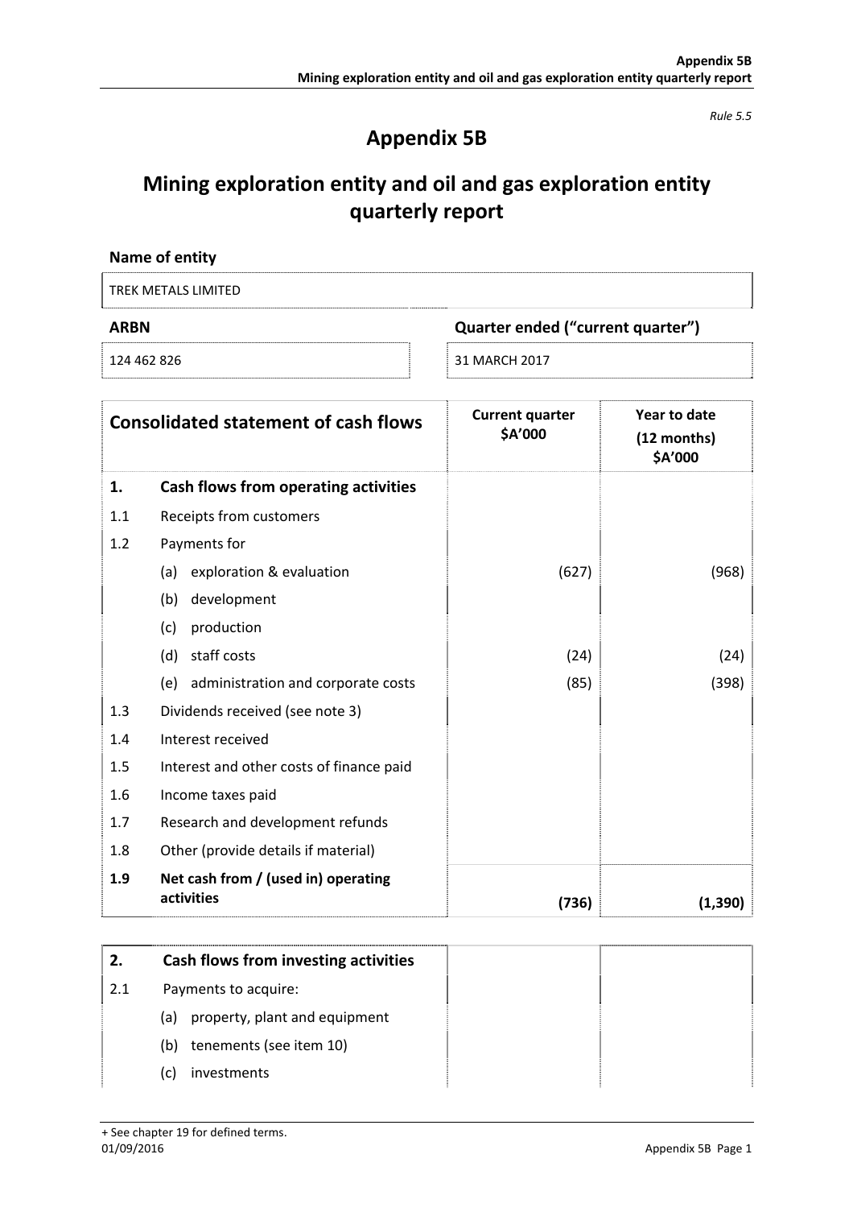*Rule 5.5*

# Appendix 5B

# Mining exploration entity and oil and gas exploration entity quarterly report

**Name of entity**

TREK METALS LIMITED

| **ARBN** | **Quarter ended ("current quarter")** |
|---|---|
| 124 462 826 | 31 MARCH 2017 |

| | **Consolidated statement of cash flows** | **Current quarter $A'000** | **Year to date (12 months) $A'000** |
|---|---|---|---|
| **1.** | **Cash flows from operating activities** | | |
| 1.1 | Receipts from customers | | |
| 1.2 | Payments for | | |
| | (a) exploration & evaluation | (627) | (968) |
| | (b) development | | |
| | (c) production | | |
| | (d) staff costs | (24) | (24) |
| | (e) administration and corporate costs | (85) | (398) |
| 1.3 | Dividends received (see note 3) | | |
| 1.4 | Interest received | | |
| 1.5 | Interest and other costs of finance paid | | |
| 1.6 | Income taxes paid | | |
| 1.7 | Research and development refunds | | |
| 1.8 | Other (provide details if material) | | |
| **1.9** | **Net cash from / (used in) operating activities** | **(736)** | **(1,390)** |

| | | | |
|---|---|---|---|
| **2.** | **Cash flows from investing activities** | | |
| 2.1 | Payments to acquire: | | |
| | (a) property, plant and equipment | | |
| | (b) tenements (see item 10) | | |
| | (c) investments | | |

+ See chapter 19 for defined terms.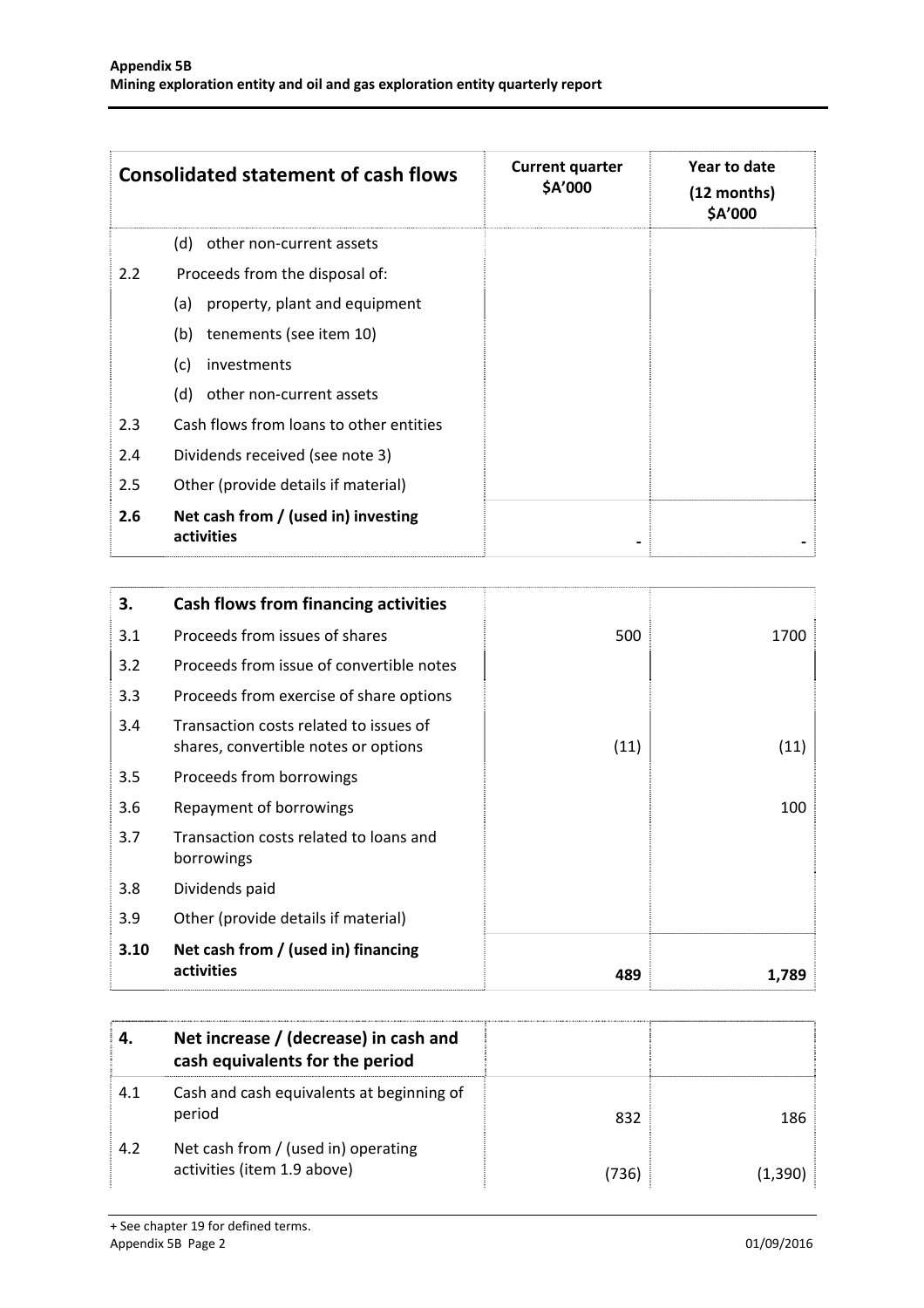| Consolidated statement of cash flows | | Current quarter $A'000 | Year to date (12 months) $A'000 |
|---|---|---|---|
| | (d) other non-current assets | | |
| 2.2 | Proceeds from the disposal of: | | |
| | (a) property, plant and equipment | | |
| | (b) tenements (see item 10) | | |
| | (c) investments | | |
| | (d) other non-current assets | | |
| 2.3 | Cash flows from loans to other entities | | |
| 2.4 | Dividends received (see note 3) | | |
| 2.5 | Other (provide details if material) | | |
| **2.6** | **Net cash from / (used in) investing activities** | **-** | **-** |

| **3.** | **Cash flows from financing activities** | | |
|---|---|---|---|
| 3.1 | Proceeds from issues of shares | 500 | 1700 |
| 3.2 | Proceeds from issue of convertible notes | | |
| 3.3 | Proceeds from exercise of share options | | |
| 3.4 | Transaction costs related to issues of shares, convertible notes or options | (11) | (11) |
| 3.5 | Proceeds from borrowings | | |
| 3.6 | Repayment of borrowings | | 100 |
| 3.7 | Transaction costs related to loans and borrowings | | |
| 3.8 | Dividends paid | | |
| 3.9 | Other (provide details if material) | | |
| **3.10** | **Net cash from / (used in) financing activities** | **489** | **1,789** |

| **4.** | **Net increase / (decrease) in cash and cash equivalents for the period** | | |
|---|---|---|---|
| 4.1 | Cash and cash equivalents at beginning of period | 832 | 186 |
| 4.2 | Net cash from / (used in) operating activities (item 1.9 above) | (736) | (1,390) |

+ See chapter 19 for defined terms.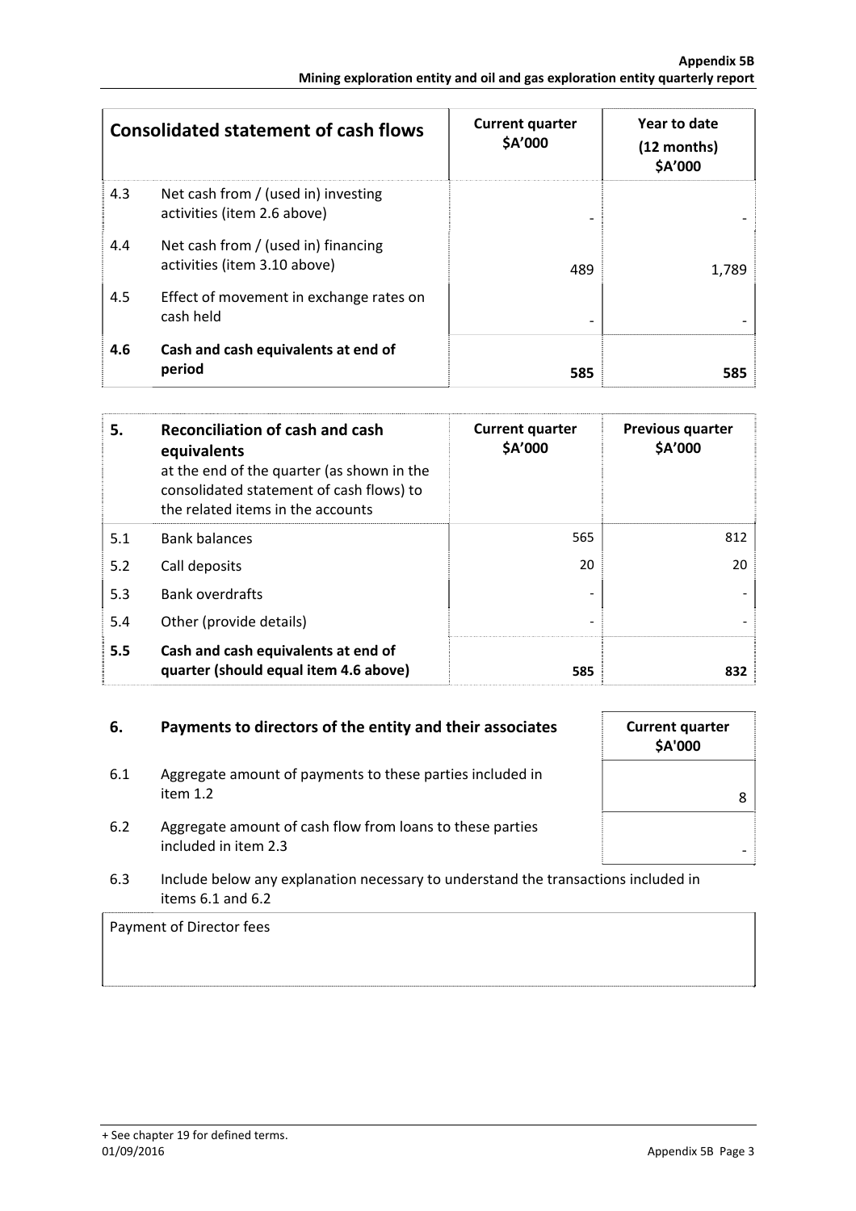| Consolidated statement of cash flows | | Current quarter $A'000 | Year to date (12 months) $A'000 |
|---|---|---|---|
| 4.3 | Net cash from / (used in) investing activities (item 2.6 above) | - | - |
| 4.4 | Net cash from / (used in) financing activities (item 3.10 above) | 489 | 1,789 |
| 4.5 | Effect of movement in exchange rates on cash held | - | - |
| **4.6** | **Cash and cash equivalents at end of period** | **585** | **585** |

| 5. | **Reconciliation of cash and cash equivalents** at the end of the quarter (as shown in the consolidated statement of cash flows) to the related items in the accounts | Current quarter $A'000 | Previous quarter $A'000 |
|---|---|---|---|
| 5.1 | Bank balances | 565 | 812 |
| 5.2 | Call deposits | 20 | 20 |
| 5.3 | Bank overdrafts | - | - |
| 5.4 | Other (provide details) | - | - |
| **5.5** | **Cash and cash equivalents at end of quarter (should equal item 4.6 above)** | **585** | **832** |

| 6. | **Payments to directors of the entity and their associates** | Current quarter $A'000 |
|---|---|---|
| 6.1 | Aggregate amount of payments to these parties included in item 1.2 | 8 |
| 6.2 | Aggregate amount of cash flow from loans to these parties included in item 2.3 | - |

6.3 Include below any explanation necessary to understand the transactions included in items 6.1 and 6.2

Payment of Director fees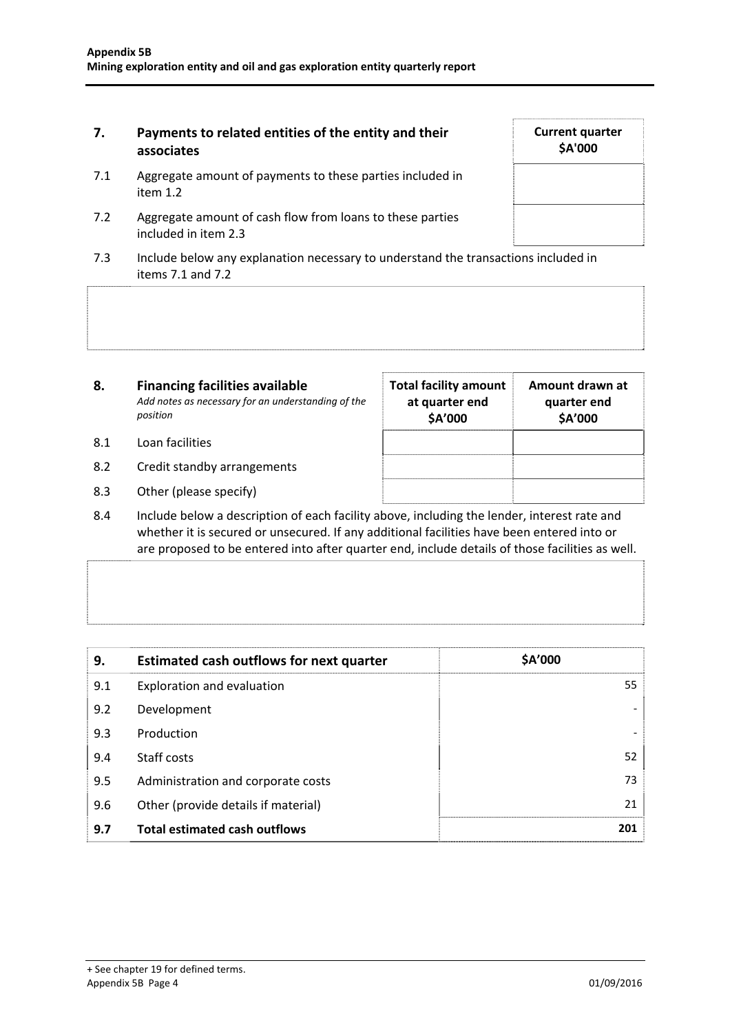| 7. | Payments to related entities of the entity and their associates | Current quarter $A'000 |
|---|---|---|
| 7.1 | Aggregate amount of payments to these parties included in item 1.2 | |
| 7.2 | Aggregate amount of cash flow from loans to these parties included in item 2.3 | |

7.3 Include below any explanation necessary to understand the transactions included in items 7.1 and 7.2

| 8. | **Financing facilities available** *Add notes as necessary for an understanding of the position* | Total facility amount at quarter end $A'000 | Amount drawn at quarter end $A'000 |
|---|---|---|---|
| 8.1 | Loan facilities | | |
| 8.2 | Credit standby arrangements | | |
| 8.3 | Other (please specify) | | |

8.4 Include below a description of each facility above, including the lender, interest rate and whether it is secured or unsecured. If any additional facilities have been entered into or are proposed to be entered into after quarter end, include details of those facilities as well.

| 9. | Estimated cash outflows for next quarter | $A'000 |
|---|---|---|
| 9.1 | Exploration and evaluation | 55 |
| 9.2 | Development | - |
| 9.3 | Production | - |
| 9.4 | Staff costs | 52 |
| 9.5 | Administration and corporate costs | 73 |
| 9.6 | Other (provide details if material) | 21 |
| **9.7** | **Total estimated cash outflows** | **201** |

+ See chapter 19 for defined terms.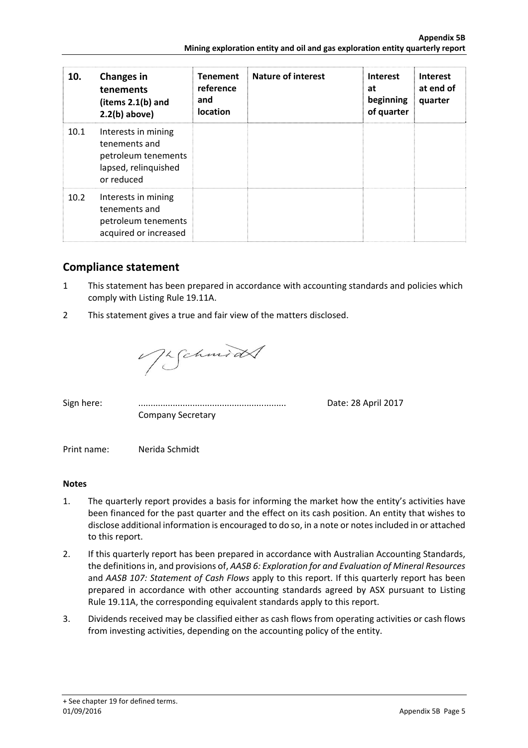| 10. | Changes in tenements (items 2.1(b) and 2.2(b) above) | Tenement reference and location | Nature of interest | Interest at beginning of quarter | Interest at end of quarter |
|---|---|---|---|---|---|
| 10.1 | Interests in mining tenements and petroleum tenements lapsed, relinquished or reduced | | | | |
| 10.2 | Interests in mining tenements and petroleum tenements acquired or increased | | | | |

## Compliance statement

1. This statement has been prepared in accordance with accounting standards and policies which comply with Listing Rule 19.11A.
2. This statement gives a true and fair view of the matters disclosed.

Sign here: ............................................................ Date: 28 April 2017
Company Secretary

Print name: Nerida Schmidt

**Notes**

1. The quarterly report provides a basis for informing the market how the entity's activities have been financed for the past quarter and the effect on its cash position. An entity that wishes to disclose additional information is encouraged to do so, in a note or notes included in or attached to this report.
2. If this quarterly report has been prepared in accordance with Australian Accounting Standards, the definitions in, and provisions of, *AASB 6: Exploration for and Evaluation of Mineral Resources* and *AASB 107: Statement of Cash Flows* apply to this report. If this quarterly report has been prepared in accordance with other accounting standards agreed by ASX pursuant to Listing Rule 19.11A, the corresponding equivalent standards apply to this report.
3. Dividends received may be classified either as cash flows from operating activities or cash flows from investing activities, depending on the accounting policy of the entity.